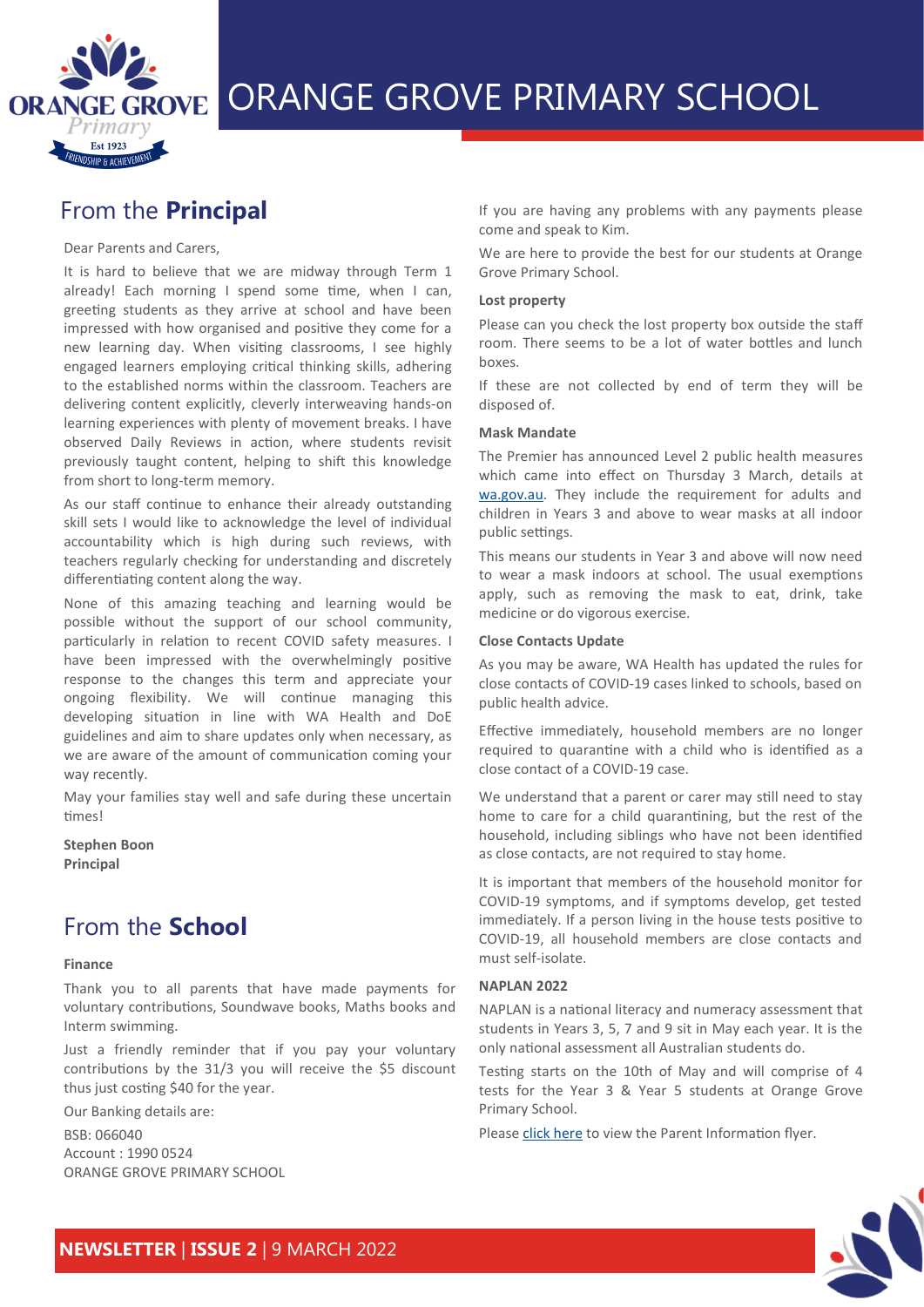# ORANGE GROVE PRIMARY SCHOOL

## From the **Principal**

Dear Parents and Carers,

It is hard to believe that we are midway through Term 1 already! Each morning I spend some time, when I can, greeting students as they arrive at school and have been impressed with how organised and positive they come for a new learning day. When visiting classrooms, I see highly engaged learners employing critical thinking skills, adhering to the established norms within the classroom. Teachers are delivering content explicitly, cleverly interweaving hands-on learning experiences with plenty of movement breaks. I have observed Daily Reviews in action, where students revisit previously taught content, helping to shift this knowledge from short to long-term memory.

As our staff continue to enhance their already outstanding skill sets I would like to acknowledge the level of individual accountability which is high during such reviews, with teachers regularly checking for understanding and discretely differentiating content along the way.

None of this amazing teaching and learning would be possible without the support of our school community, particularly in relation to recent COVID safety measures. I have been impressed with the overwhelmingly positive response to the changes this term and appreciate your ongoing flexibility. We will continue managing this developing situation in line with WA Health and DoE guidelines and aim to share updates only when necessary, as we are aware of the amount of communication coming your way recently.

May your families stay well and safe during these uncertain times!

**Stephen Boon**
**Principal**

## From the **School**

### Finance

Thank you to all parents that have made payments for voluntary contributions, Soundwave books, Maths books and Interm swimming.

Just a friendly reminder that if you pay your voluntary contributions by the 31/3 you will receive the $5 discount thus just costing $40 for the year.

Our Banking details are:

BSB: 066040
Account : 1990 0524
ORANGE GROVE PRIMARY SCHOOL

If you are having any problems with any payments please come and speak to Kim.

We are here to provide the best for our students at Orange Grove Primary School.

### Lost property

Please can you check the lost property box outside the staff room. There seems to be a lot of water bottles and lunch boxes.

If these are not collected by end of term they will be disposed of.

### Mask Mandate

The Premier has announced Level 2 public health measures which came into effect on Thursday 3 March, details at wa.gov.au. They include the requirement for adults and children in Years 3 and above to wear masks at all indoor public settings.

This means our students in Year 3 and above will now need to wear a mask indoors at school. The usual exemptions apply, such as removing the mask to eat, drink, take medicine or do vigorous exercise.

### Close Contacts Update

As you may be aware, WA Health has updated the rules for close contacts of COVID-19 cases linked to schools, based on public health advice.

Effective immediately, household members are no longer required to quarantine with a child who is identified as a close contact of a COVID-19 case.

We understand that a parent or carer may still need to stay home to care for a child quarantining, but the rest of the household, including siblings who have not been identified as close contacts, are not required to stay home.

It is important that members of the household monitor for COVID-19 symptoms, and if symptoms develop, get tested immediately. If a person living in the house tests positive to COVID-19, all household members are close contacts and must self-isolate.

### NAPLAN 2022

NAPLAN is a national literacy and numeracy assessment that students in Years 3, 5, 7 and 9 sit in May each year. It is the only national assessment all Australian students do.

Testing starts on the 10th of May and will comprise of 4 tests for the Year 3 & Year 5 students at Orange Grove Primary School.

Please click here to view the Parent Information flyer.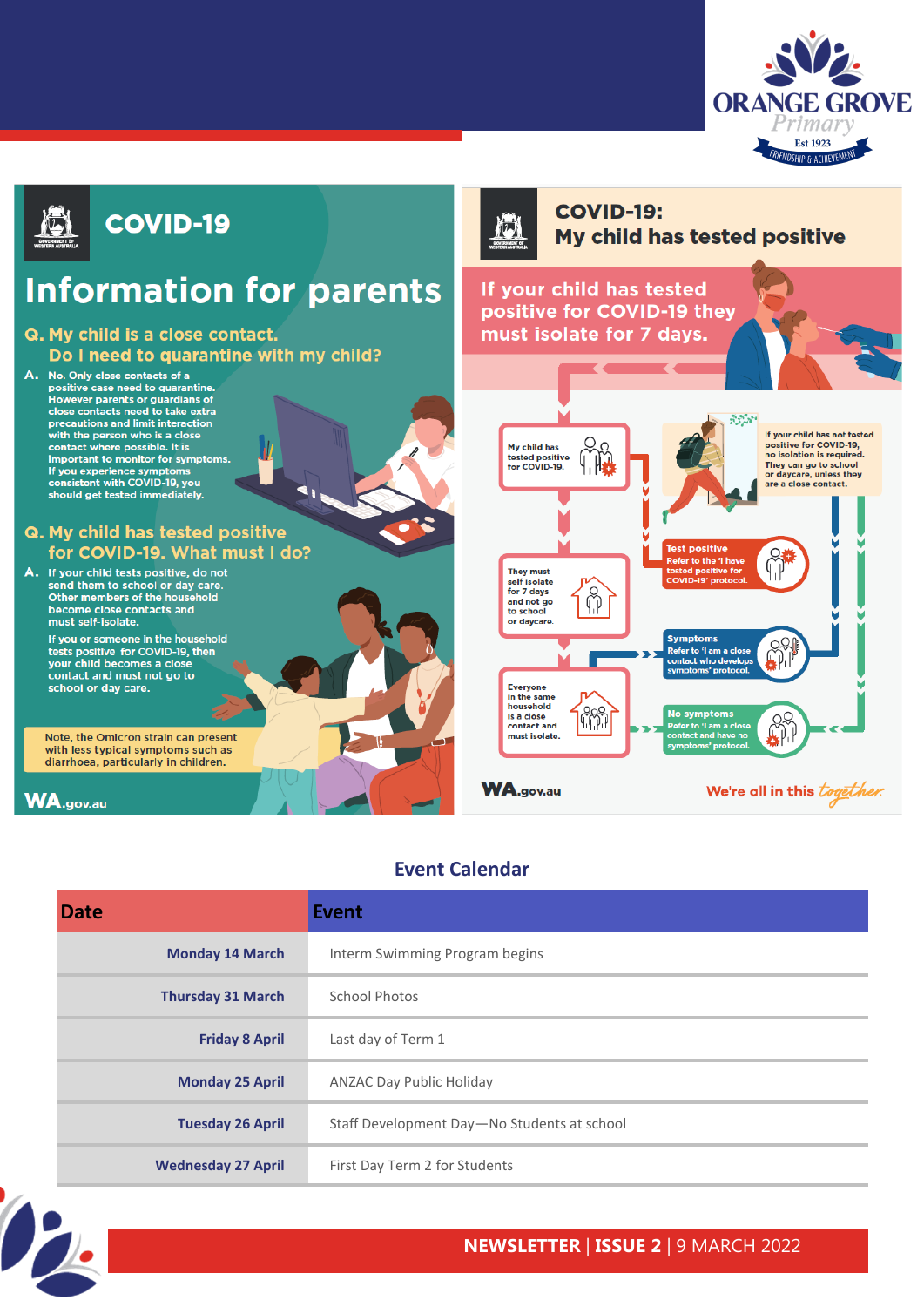# COVID-19

## Information for parents

**Q. My child is a close contact. Do I need to quarantine with my child?**

**A.** No. Only close contacts of a positive case need to quarantine. However parents or guardians of close contacts need to take extra precautions and limit interaction with the person who is a close contact where possible. It is important to monitor for symptoms. If you experience symptoms consistent with COVID-19, you should get tested immediately.

**Q. My child has tested positive for COVID-19. What must I do?**

**A.** If your child tests positive, do not send them to school or day care. Other members of the household become close contacts and must self-isolate.

If you or someone in the household tests positive for COVID-19, then your child becomes a close contact and must not go to school or day care.

Note, the Omicron strain can present with less typical symptoms such as diarrhoea, particularly in children.

WA.gov.au

## COVID-19: My child has tested positive

If your child has tested positive for COVID-19 they must isolate for 7 days.

- My child has tested positive for COVID-19.
- They must self isolate for 7 days and not go to school or daycare.
- Everyone in the same household is a close contact and must isolate.
- **Test positive** Refer to the 'I have tested positive for COVID-19' protocol.
- **Symptoms** Refer to 'I am a close contact who develops symptoms' protocol.
- **No symptoms** Refer to 'I am a close contact and have no symptoms' protocol.
- If your child has not tested positive for COVID-19, no isolation is required. They can go to school or daycare, unless they are a close contact.

WA.gov.au

We're all in this *together*.

## Event Calendar

| Date | Event |
|---|---|
| Monday 14 March | Interm Swimming Program begins |
| Thursday 31 March | School Photos |
| Friday 8 April | Last day of Term 1 |
| Monday 25 April | ANZAC Day Public Holiday |
| Tuesday 26 April | Staff Development Day—No Students at school |
| Wednesday 27 April | First Day Term 2 for Students |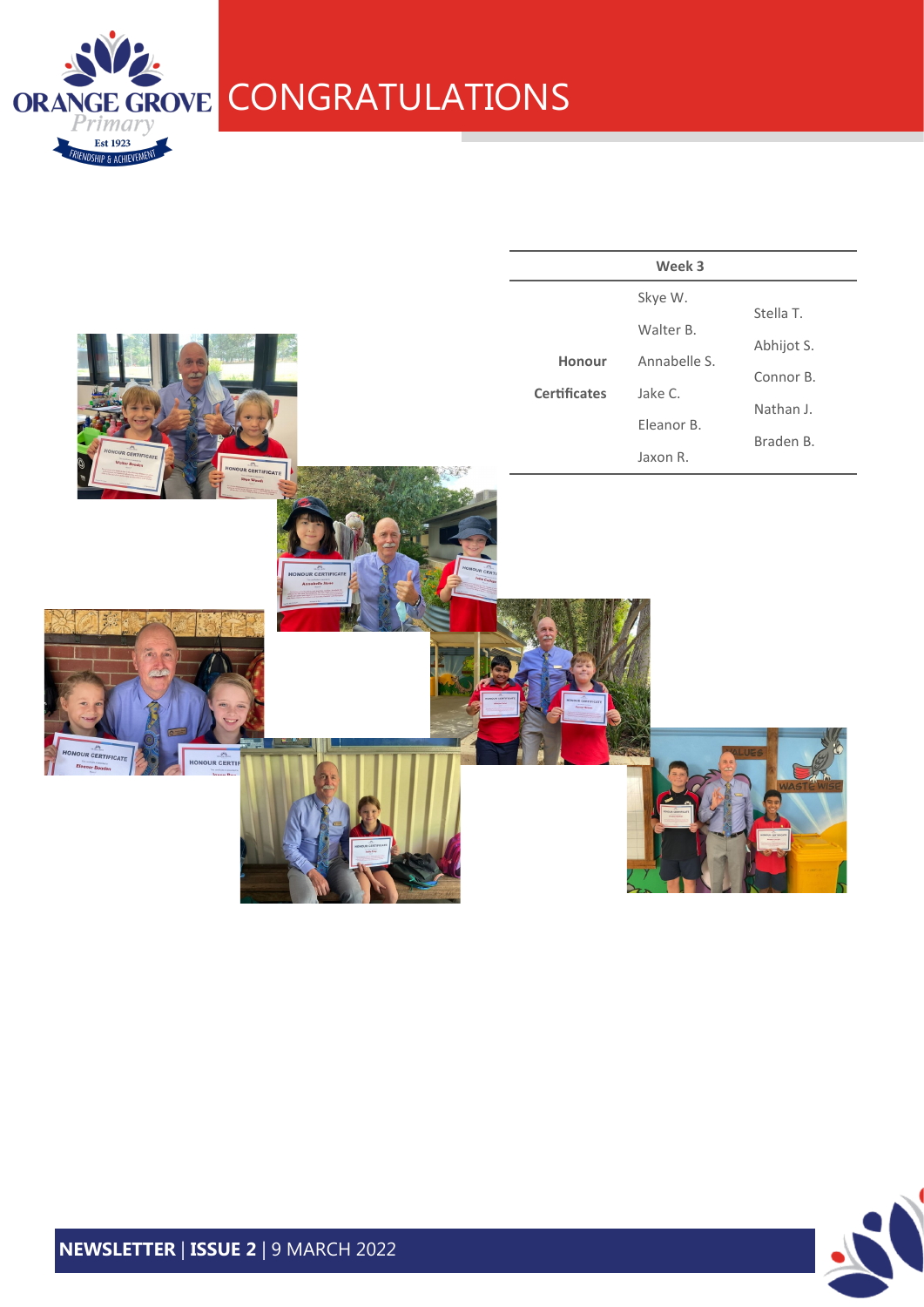# CONGRATULATIONS

| | Week 3 | |
|---|---|---|
| **Honour Certificates** | Skye W.<br>Walter B.<br>Annabelle S.<br>Jake C.<br>Eleanor B.<br>Jaxon R. | Stella T.<br>Abhijot S.<br>Connor B.<br>Nathan J.<br>Braden B. |